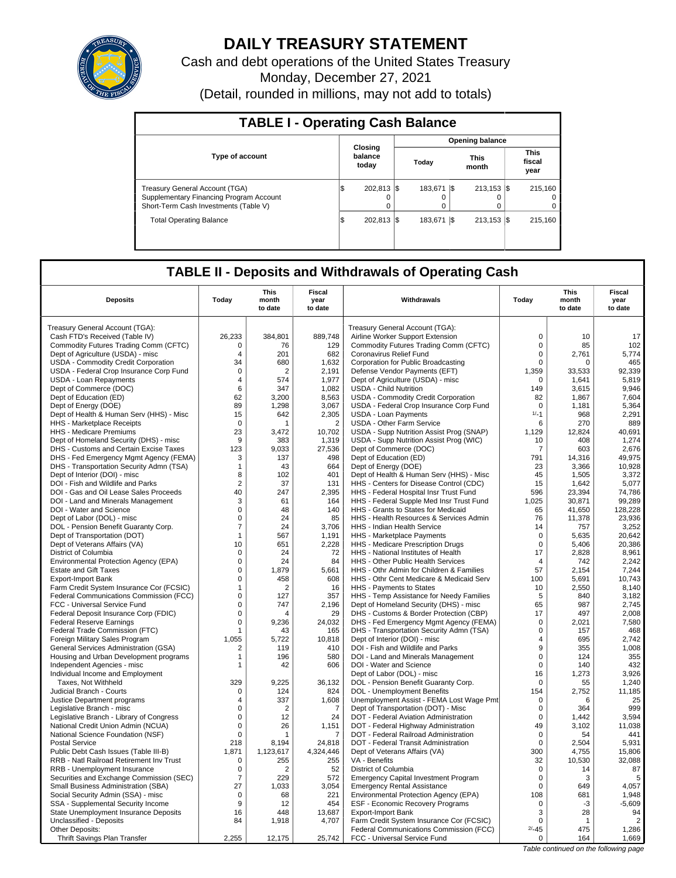# DAILY TREASURY STATEMENT

Cash and debt operations of the United States Treasury

Monday, December 27, 2021

(Detail, rounded in millions, may not add to totals)

## TABLE I - Operating Cash Balance

| Type of account | Closing balance today | Opening balance Today | Opening balance This month | Opening balance This fiscal year |
|---|---|---|---|---|
| Treasury General Account (TGA) | $ 202,813 | $ 183,671 | $ 213,153 | $ 215,160 |
| Supplementary Financing Program Account | 0 | 0 | 0 | 0 |
| Short-Term Cash Investments (Table V) | 0 | 0 | 0 | 0 |
| Total Operating Balance | $ 202,813 | $ 183,671 | $ 213,153 | $ 215,160 |

## TABLE II - Deposits and Withdrawals of Operating Cash

| Deposits | Today | This month to date | Fiscal year to date | Withdrawals | Today | This month to date | Fiscal year to date |
|---|---|---|---|---|---|---|---|
| Treasury General Account (TGA): | | | | Treasury General Account (TGA): | | | |
| Cash FTD's Received (Table IV) | 26,233 | 384,801 | 889,748 | Airline Worker Support Extension | 0 | 10 | 17 |
| Commodity Futures Trading Comm (CFTC) | 0 | 76 | 129 | Commodity Futures Trading Comm (CFTC) | 0 | 85 | 102 |
| Dept of Agriculture (USDA) - misc | 4 | 201 | 682 | Coronavirus Relief Fund | 0 | 2,761 | 5,774 |
| USDA - Commodity Credit Corporation | 34 | 680 | 1,632 | Corporation for Public Broadcasting | 0 | 0 | 465 |
| USDA - Federal Crop Insurance Corp Fund | 0 | 2 | 2,191 | Defense Vendor Payments (EFT) | 1,359 | 33,533 | 92,339 |
| USDA - Loan Repayments | 4 | 574 | 1,977 | Dept of Agriculture (USDA) - misc | 0 | 1,641 | 5,819 |
| Dept of Commerce (DOC) | 6 | 347 | 1,082 | USDA - Child Nutrition | 149 | 3,615 | 9,946 |
| Dept of Education (ED) | 62 | 3,200 | 8,563 | USDA - Commodity Credit Corporation | 82 | 1,867 | 7,604 |
| Dept of Energy (DOE) | 89 | 1,298 | 3,067 | USDA - Federal Crop Insurance Corp Fund | 0 | 1,181 | 5,364 |
| Dept of Health & Human Serv (HHS) - Misc | 15 | 642 | 2,305 | USDA - Loan Payments | 1/-1 | 968 | 2,291 |
| HHS - Marketplace Receipts | 0 | 1 | 2 | USDA - Other Farm Service | 6 | 270 | 889 |
| HHS - Medicare Premiums | 23 | 3,472 | 10,702 | USDA - Supp Nutrition Assist Prog (SNAP) | 1,129 | 12,824 | 40,691 |
| Dept of Homeland Security (DHS) - misc | 9 | 383 | 1,319 | USDA - Supp Nutrition Assist Prog (WIC) | 10 | 408 | 1,274 |
| DHS - Customs and Certain Excise Taxes | 123 | 9,033 | 27,536 | Dept of Commerce (DOC) | 7 | 603 | 2,676 |
| DHS - Fed Emergency Mgmt Agency (FEMA) | 3 | 137 | 498 | Dept of Education (ED) | 791 | 14,316 | 49,975 |
| DHS - Transportation Security Admn (TSA) | 1 | 43 | 664 | Dept of Energy (DOE) | 23 | 3,366 | 10,928 |
| Dept of Interior (DOI) - misc | 8 | 102 | 401 | Dept of Health & Human Serv (HHS) - Misc | 45 | 1,505 | 3,372 |
| DOI - Fish and Wildlife and Parks | 2 | 37 | 131 | HHS - Centers for Disease Control (CDC) | 15 | 1,642 | 5,077 |
| DOI - Gas and Oil Lease Sales Proceeds | 40 | 247 | 2,395 | HHS - Federal Hospital Insr Trust Fund | 596 | 23,394 | 74,786 |
| DOI - Land and Minerals Management | 3 | 61 | 164 | HHS - Federal Supple Med Insr Trust Fund | 1,025 | 30,871 | 99,289 |
| DOI - Water and Science | 0 | 48 | 140 | HHS - Grants to States for Medicaid | 65 | 41,650 | 128,228 |
| Dept of Labor (DOL) - misc | 0 | 24 | 85 | HHS - Health Resources & Services Admin | 76 | 11,378 | 23,936 |
| DOL - Pension Benefit Guaranty Corp. | 7 | 24 | 3,706 | HHS - Indian Health Service | 14 | 757 | 3,252 |
| Dept of Transportation (DOT) | 1 | 567 | 1,191 | HHS - Marketplace Payments | 0 | 5,635 | 20,642 |
| Dept of Veterans Affairs (VA) | 10 | 651 | 2,228 | HHS - Medicare Prescription Drugs | 0 | 5,406 | 20,386 |
| District of Columbia | 0 | 24 | 72 | HHS - National Institutes of Health | 17 | 2,828 | 8,961 |
| Environmental Protection Agency (EPA) | 0 | 24 | 84 | HHS - Other Public Health Services | 4 | 742 | 2,242 |
| Estate and Gift Taxes | 0 | 1,879 | 5,661 | HHS - Othr Admin for Children & Families | 57 | 2,154 | 7,244 |
| Export-Import Bank | 0 | 458 | 608 | HHS - Othr Cent Medicare & Medicaid Serv | 100 | 5,691 | 10,743 |
| Farm Credit System Insurance Cor (FCSIC) | 1 | 2 | 16 | HHS - Payments to States | 10 | 2,550 | 8,140 |
| Federal Communications Commission (FCC) | 0 | 127 | 357 | HHS - Temp Assistance for Needy Families | 5 | 840 | 3,182 |
| FCC - Universal Service Fund | 0 | 747 | 2,196 | Dept of Homeland Security (DHS) - misc | 65 | 987 | 2,745 |
| Federal Deposit Insurance Corp (FDIC) | 0 | 4 | 29 | DHS - Customs & Border Protection (CBP) | 17 | 497 | 2,008 |
| Federal Reserve Earnings | 0 | 9,236 | 24,032 | DHS - Fed Emergency Mgmt Agency (FEMA) | 0 | 2,021 | 7,580 |
| Federal Trade Commission (FTC) | 1 | 43 | 165 | DHS - Transportation Security Admn (TSA) | 0 | 157 | 468 |
| Foreign Military Sales Program | 1,055 | 5,722 | 10,818 | Dept of Interior (DOI) - misc | 4 | 695 | 2,742 |
| General Services Administration (GSA) | 2 | 119 | 410 | DOI - Fish and Wildlife and Parks | 9 | 355 | 1,008 |
| Housing and Urban Development programs | 1 | 196 | 580 | DOI - Land and Minerals Management | 0 | 124 | 355 |
| Independent Agencies - misc | 1 | 42 | 606 | DOI - Water and Science | 0 | 140 | 432 |
| Individual Income and Employment | | | | Dept of Labor (DOL) - misc | 16 | 1,273 | 3,926 |
| Taxes, Not Withheld | 329 | 9,225 | 36,132 | DOL - Pension Benefit Guaranty Corp. | 0 | 55 | 1,240 |
| Judicial Branch - Courts | 0 | 124 | 824 | DOL - Unemployment Benefits | 154 | 2,752 | 11,185 |
| Justice Department programs | 4 | 337 | 1,608 | Unemployment Assist - FEMA Lost Wage Pmt | 0 | 6 | 25 |
| Legislative Branch - misc | 0 | 2 | 7 | Dept of Transportation (DOT) - Misc | 0 | 364 | 999 |
| Legislative Branch - Library of Congress | 0 | 12 | 24 | DOT - Federal Aviation Administration | 0 | 1,442 | 3,594 |
| National Credit Union Admin (NCUA) | 0 | 26 | 1,151 | DOT - Federal Highway Administration | 49 | 3,102 | 11,038 |
| National Science Foundation (NSF) | 0 | 1 | 7 | DOT - Federal Railroad Administration | 0 | 54 | 441 |
| Postal Service | 218 | 8,194 | 24,818 | DOT - Federal Transit Administration | 0 | 2,504 | 5,931 |
| Public Debt Cash Issues (Table III-B) | 1,871 | 1,123,617 | 4,324,446 | Dept of Veterans Affairs (VA) | 300 | 4,755 | 15,806 |
| RRB - Natl Railroad Retirement Inv Trust | 0 | 255 | 255 | VA - Benefits | 32 | 10,530 | 32,088 |
| RRB - Unemployment Insurance | 0 | 2 | 52 | District of Columbia | 0 | 14 | 87 |
| Securities and Exchange Commission (SEC) | 7 | 229 | 572 | Emergency Capital Investment Program | 0 | 3 | 5 |
| Small Business Administration (SBA) | 27 | 1,033 | 3,054 | Emergency Rental Assistance | 0 | 649 | 4,057 |
| Social Security Admin (SSA) - misc | 0 | 68 | 221 | Environmental Protection Agency (EPA) | 108 | 681 | 1,948 |
| SSA - Supplemental Security Income | 9 | 12 | 454 | ESF - Economic Recovery Programs | 0 | -3 | -5,609 |
| State Unemployment Insurance Deposits | 16 | 448 | 13,687 | Export-Import Bank | 3 | 28 | 94 |
| Unclassified - Deposits | 84 | 1,918 | 4,707 | Farm Credit System Insurance Cor (FCSIC) | 0 | 1 | 2 |
| Other Deposits: | | | | Federal Communications Commission (FCC) | 2/-45 | 475 | 1,286 |
| Thrift Savings Plan Transfer | 2,255 | 12,175 | 25,742 | FCC - Universal Service Fund | 0 | 164 | 1,669 |

*Table continued on the following page*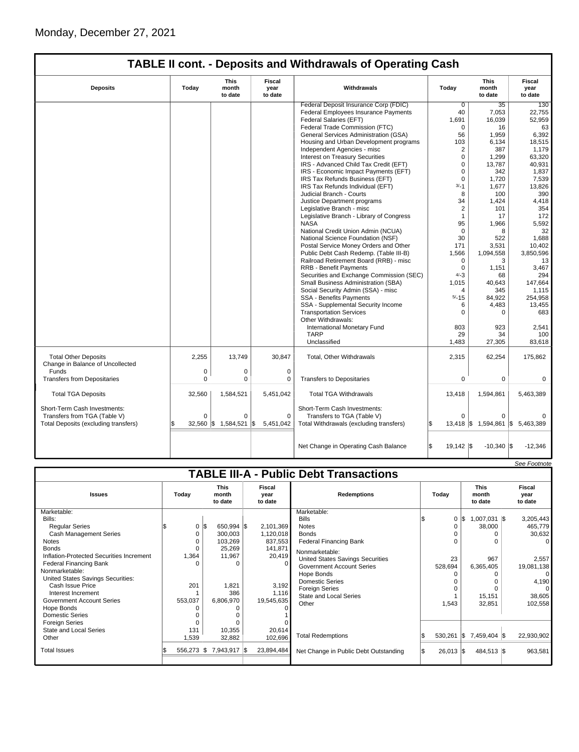Monday, December 27, 2021

## TABLE II cont. - Deposits and Withdrawals of Operating Cash

| Deposits | Today | This month to date | Fiscal year to date | Withdrawals | Today | This month to date | Fiscal year to date |
|---|---|---|---|---|---|---|---|
| | | | | Federal Deposit Insurance Corp (FDIC) | 0 | 35 | 130 |
| | | | | Federal Employees Insurance Payments | 40 | 7,053 | 22,755 |
| | | | | Federal Salaries (EFT) | 1,691 | 16,039 | 52,959 |
| | | | | Federal Trade Commission (FTC) | 0 | 16 | 63 |
| | | | | General Services Administration (GSA) | 56 | 1,959 | 6,392 |
| | | | | Housing and Urban Development programs | 103 | 6,134 | 18,515 |
| | | | | Independent Agencies - misc | 2 | 387 | 1,179 |
| | | | | Interest on Treasury Securities | 0 | 1,299 | 63,320 |
| | | | | IRS - Advanced Child Tax Credit (EFT) | 0 | 13,787 | 40,931 |
| | | | | IRS - Economic Impact Payments (EFT) | 0 | 342 | 1,837 |
| | | | | IRS Tax Refunds Business (EFT) | 0 | 1,720 | 7,539 |
| | | | | IRS Tax Refunds Individual (EFT) | [3/]-1 | 1,677 | 13,826 |
| | | | | Judicial Branch - Courts | 8 | 100 | 390 |
| | | | | Justice Department programs | 34 | 1,424 | 4,418 |
| | | | | Legislative Branch - misc | 2 | 101 | 354 |
| | | | | Legislative Branch - Library of Congress | 1 | 17 | 172 |
| | | | | NASA | 95 | 1,966 | 5,592 |
| | | | | National Credit Union Admin (NCUA) | 0 | 8 | 32 |
| | | | | National Science Foundation (NSF) | 30 | 522 | 1,688 |
| | | | | Postal Service Money Orders and Other | 171 | 3,531 | 10,402 |
| | | | | Public Debt Cash Redemp. (Table III-B) | 1,566 | 1,094,558 | 3,850,596 |
| | | | | Railroad Retirement Board (RRB) - misc | 0 | 3 | 13 |
| | | | | RRB - Benefit Payments | 0 | 1,151 | 3,467 |
| | | | | Securities and Exchange Commission (SEC) | [4/]-3 | 68 | 294 |
| | | | | Small Business Administration (SBA) | 1,015 | 40,643 | 147,664 |
| | | | | Social Security Admin (SSA) - misc | 4 | 345 | 1,115 |
| | | | | SSA - Benefits Payments | [5/]-15 | 84,922 | 254,958 |
| | | | | SSA - Supplemental Security Income | 6 | 4,483 | 13,455 |
| | | | | Transportation Services | 0 | 0 | 683 |
| | | | | Other Withdrawals: | | | |
| | | | | International Monetary Fund | 803 | 923 | 2,541 |
| | | | | TARP | 29 | 34 | 100 |
| | | | | Unclassified | 1,483 | 27,305 | 83,618 |
| Total Other Deposits | 2,255 | 13,749 | 30,847 | Total, Other Withdrawals | 2,315 | 62,254 | 175,862 |
| Change in Balance of Uncollected Funds | 0 | 0 | 0 | | | | |
| Transfers from Depositaries | 0 | 0 | 0 | Transfers to Depositaries | 0 | 0 | 0 |
| Total TGA Deposits | 32,560 | 1,584,521 | 5,451,042 | Total TGA Withdrawals | 13,418 | 1,594,861 | 5,463,389 |
| Short-Term Cash Investments: | | | | Short-Term Cash Investments: | | | |
| Transfers from TGA (Table V) | 0 | 0 | 0 | Transfers to TGA (Table V) | 0 | 0 | 0 |
| Total Deposits (excluding transfers) | $ 32,560 | $ 1,584,521 | $ 5,451,042 | Total Withdrawals (excluding transfers) | $ 13,418 | $ 1,594,861 | $ 5,463,389 |
| | | | | Net Change in Operating Cash Balance | $ 19,142 | $ -10,340 | $ -12,346 |

*See Footnote*

## TABLE III-A - Public Debt Transactions

| Issues | Today | This month to date | Fiscal year to date | Redemptions | Today | This month to date | Fiscal year to date |
|---|---|---|---|---|---|---|---|
| Marketable: | | | | Marketable: | | | |
| Bills: | | | | Bills | $ 0 | $ 1,007,031 | $ 3,205,443 |
| Regular Series | $ 0 | $ 650,994 | $ 2,101,369 | Notes | 0 | 38,000 | 465,779 |
| Cash Management Series | 0 | 300,003 | 1,120,018 | Bonds | 0 | 0 | 30,632 |
| Notes | 0 | 103,269 | 837,553 | Federal Financing Bank | 0 | 0 | 0 |
| Bonds | 0 | 25,269 | 141,871 | Nonmarketable: | | | |
| Inflation-Protected Securities Increment | 1,364 | 11,967 | 20,419 | United States Savings Securities | 23 | 967 | 2,557 |
| Federal Financing Bank | 0 | 0 | 0 | Government Account Series | 528,694 | 6,365,405 | 19,081,138 |
| Nonmarketable: | | | | Hope Bonds | 0 | 0 | 0 |
| United States Savings Securities: | | | | Domestic Series | 0 | 0 | 4,190 |
| Cash Issue Price | 201 | 1,821 | 3,192 | Foreign Series | 0 | 0 | 0 |
| Interest Increment | 1 | 386 | 1,116 | State and Local Series | 1 | 15,151 | 38,605 |
| Government Account Series | 553,037 | 6,806,970 | 19,545,635 | Other | 1,543 | 32,851 | 102,558 |
| Hope Bonds | 0 | 0 | 0 | | | | |
| Domestic Series | 0 | 0 | 1 | | | | |
| Foreign Series | 0 | 0 | 0 | | | | |
| State and Local Series | 131 | 10,355 | 20,614 | | | | |
| Other | 1,539 | 32,882 | 102,696 | Total Redemptions | $ 530,261 | $ 7,459,404 | $ 22,930,902 |
| Total Issues | $ 556,273 | $ 7,943,917 | $ 23,894,484 | Net Change in Public Debt Outstanding | $ 26,013 | $ 484,513 | $ 963,581 |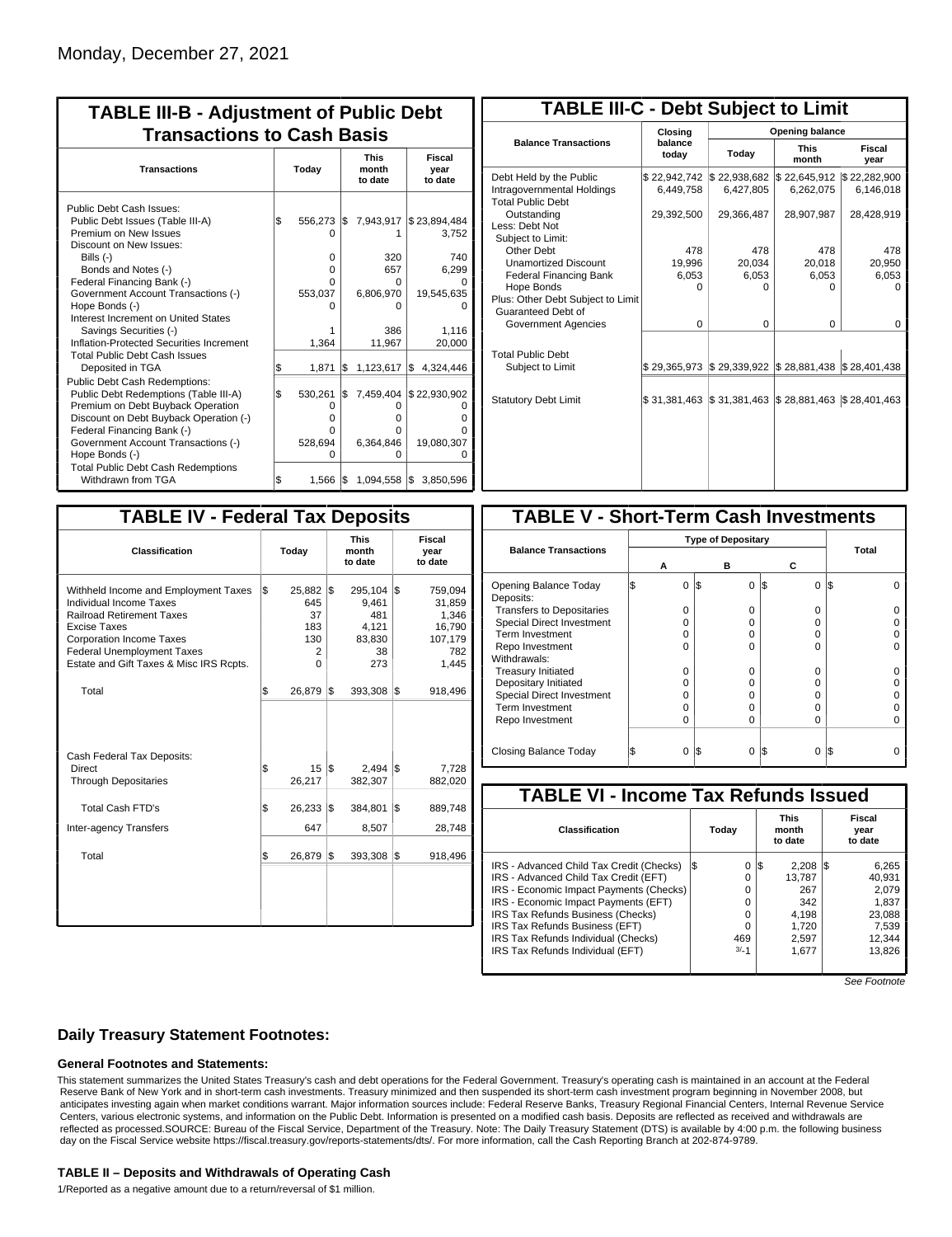Monday, December 27, 2021

## TABLE III-B - Adjustment of Public Debt Transactions to Cash Basis

| Transactions | Today | This month to date | Fiscal year to date |
|---|---|---|---|
| Public Debt Cash Issues: | | | |
| Public Debt Issues (Table III-A) | $ 556,273 | $ 7,943,917 | $ 23,894,484 |
| Premium on New Issues | 0 | 1 | 3,752 |
| Discount on New Issues: | | | |
| Bills (-) | 0 | 320 | 740 |
| Bonds and Notes (-) | 0 | 657 | 6,299 |
| Federal Financing Bank (-) | 0 | 0 | 0 |
| Government Account Transactions (-) | 553,037 | 6,806,970 | 19,545,635 |
| Hope Bonds (-) | 0 | 0 | 0 |
| Interest Increment on United States Savings Securities (-) | 1 | 386 | 1,116 |
| Inflation-Protected Securities Increment | 1,364 | 11,967 | 20,000 |
| Total Public Debt Cash Issues Deposited in TGA | $ 1,871 | $ 1,123,617 | $ 4,324,446 |
| Public Debt Cash Redemptions: | | | |
| Public Debt Redemptions (Table III-A) | $ 530,261 | $ 7,459,404 | $ 22,930,902 |
| Premium on Debt Buyback Operation | 0 | 0 | 0 |
| Discount on Debt Buyback Operation (-) | 0 | 0 | 0 |
| Federal Financing Bank (-) | 0 | 0 | 0 |
| Government Account Transactions (-) | 528,694 | 6,364,846 | 19,080,307 |
| Hope Bonds (-) | 0 | 0 | 0 |
| Total Public Debt Cash Redemptions Withdrawn from TGA | $ 1,566 | $ 1,094,558 | $ 3,850,596 |

## TABLE III-C - Debt Subject to Limit

| Balance Transactions | Closing balance today | Opening balance Today | Opening balance This month | Opening balance Fiscal year |
|---|---|---|---|---|
| Debt Held by the Public | $ 22,942,742 | $ 22,938,682 | $ 22,645,912 | $ 22,282,900 |
| Intragovernmental Holdings | 6,449,758 | 6,427,805 | 6,262,075 | 6,146,018 |
| Total Public Debt Outstanding | 29,392,500 | 29,366,487 | 28,907,987 | 28,428,919 |
| Less: Debt Not Subject to Limit: | | | | |
| Other Debt | 478 | 478 | 478 | 478 |
| Unamortized Discount | 19,996 | 20,034 | 20,018 | 20,950 |
| Federal Financing Bank | 6,053 | 6,053 | 6,053 | 6,053 |
| Hope Bonds | 0 | 0 | 0 | 0 |
| Plus: Other Debt Subject to Limit | | | | |
| Guaranteed Debt of Government Agencies | 0 | 0 | 0 | 0 |
| Total Public Debt Subject to Limit | $ 29,365,973 | $ 29,339,922 | $ 28,881,438 | $ 28,401,438 |
| Statutory Debt Limit | $ 31,381,463 | $ 31,381,463 | $ 28,881,463 | $ 28,401,463 |

## TABLE IV - Federal Tax Deposits

| Classification | Today | This month to date | Fiscal year to date |
|---|---|---|---|
| Withheld Income and Employment Taxes | $ 25,882 | $ 295,104 | $ 759,094 |
| Individual Income Taxes | 645 | 9,461 | 31,859 |
| Railroad Retirement Taxes | 37 | 481 | 1,346 |
| Excise Taxes | 183 | 4,121 | 16,790 |
| Corporation Income Taxes | 130 | 83,830 | 107,179 |
| Federal Unemployment Taxes | 2 | 38 | 782 |
| Estate and Gift Taxes & Misc IRS Rcpts. | 0 | 273 | 1,445 |
| Total | $ 26,879 | $ 393,308 | $ 918,496 |
| Cash Federal Tax Deposits: | | | |
| Direct | $ 15 | $ 2,494 | $ 7,728 |
| Through Depositaries | 26,217 | 382,307 | 882,020 |
| Total Cash FTD's | $ 26,233 | $ 384,801 | $ 889,748 |
| Inter-agency Transfers | 647 | 8,507 | 28,748 |
| Total | $ 26,879 | $ 393,308 | $ 918,496 |

## TABLE V - Short-Term Cash Investments

| Balance Transactions | Type of Depositary A | B | C | Total |
|---|---|---|---|---|
| Opening Balance Today | $ 0 | $ 0 | $ 0 | $ 0 |
| Deposits: | | | | |
| Transfers to Depositaries | 0 | 0 | 0 | 0 |
| Special Direct Investment | 0 | 0 | 0 | 0 |
| Term Investment | 0 | 0 | 0 | 0 |
| Repo Investment | 0 | 0 | 0 | 0 |
| Withdrawals: | | | | |
| Treasury Initiated | 0 | 0 | 0 | 0 |
| Depositary Initiated | 0 | 0 | 0 | 0 |
| Special Direct Investment | 0 | 0 | 0 | 0 |
| Term Investment | 0 | 0 | 0 | 0 |
| Repo Investment | 0 | 0 | 0 | 0 |
| Closing Balance Today | $ 0 | $ 0 | $ 0 | $ 0 |

## TABLE VI - Income Tax Refunds Issued

| Classification | Today | This month to date | Fiscal year to date |
|---|---|---|---|
| IRS - Advanced Child Tax Credit (Checks) | $ 0 | $ 2,208 | $ 6,265 |
| IRS - Advanced Child Tax Credit (EFT) | 0 | 13,787 | 40,931 |
| IRS - Economic Impact Payments (Checks) | 0 | 267 | 2,079 |
| IRS - Economic Impact Payments (EFT) | 0 | 342 | 1,837 |
| IRS Tax Refunds Business (Checks) | 0 | 4,198 | 23,088 |
| IRS Tax Refunds Business (EFT) | 0 | 1,720 | 7,539 |
| IRS Tax Refunds Individual (Checks) | 469 | 2,597 | 12,344 |
| IRS Tax Refunds Individual (EFT) | 3/-1 | 1,677 | 13,826 |

*See Footnote*

## Daily Treasury Statement Footnotes:

### General Footnotes and Statements:

This statement summarizes the United States Treasury's cash and debt operations for the Federal Government. Treasury's operating cash is maintained in an account at the Federal Reserve Bank of New York and in short-term cash investments. Treasury minimized and then suspended its short-term cash investment program beginning in November 2008, but anticipates investing again when market conditions warrant. Major information sources include: Federal Reserve Banks, Treasury Regional Financial Centers, Internal Revenue Service Centers, various electronic systems, and information on the Public Debt. Information is presented on a modified cash basis. Deposits are reflected as received and withdrawals are reflected as processed.SOURCE: Bureau of the Fiscal Service, Department of the Treasury. Note: The Daily Treasury Statement (DTS) is available by 4:00 p.m. the following business day on the Fiscal Service website https://fiscal.treasury.gov/reports-statements/dts/. For more information, call the Cash Reporting Branch at 202-874-9789.

### TABLE II – Deposits and Withdrawals of Operating Cash

1/Reported as a negative amount due to a return/reversal of $1 million.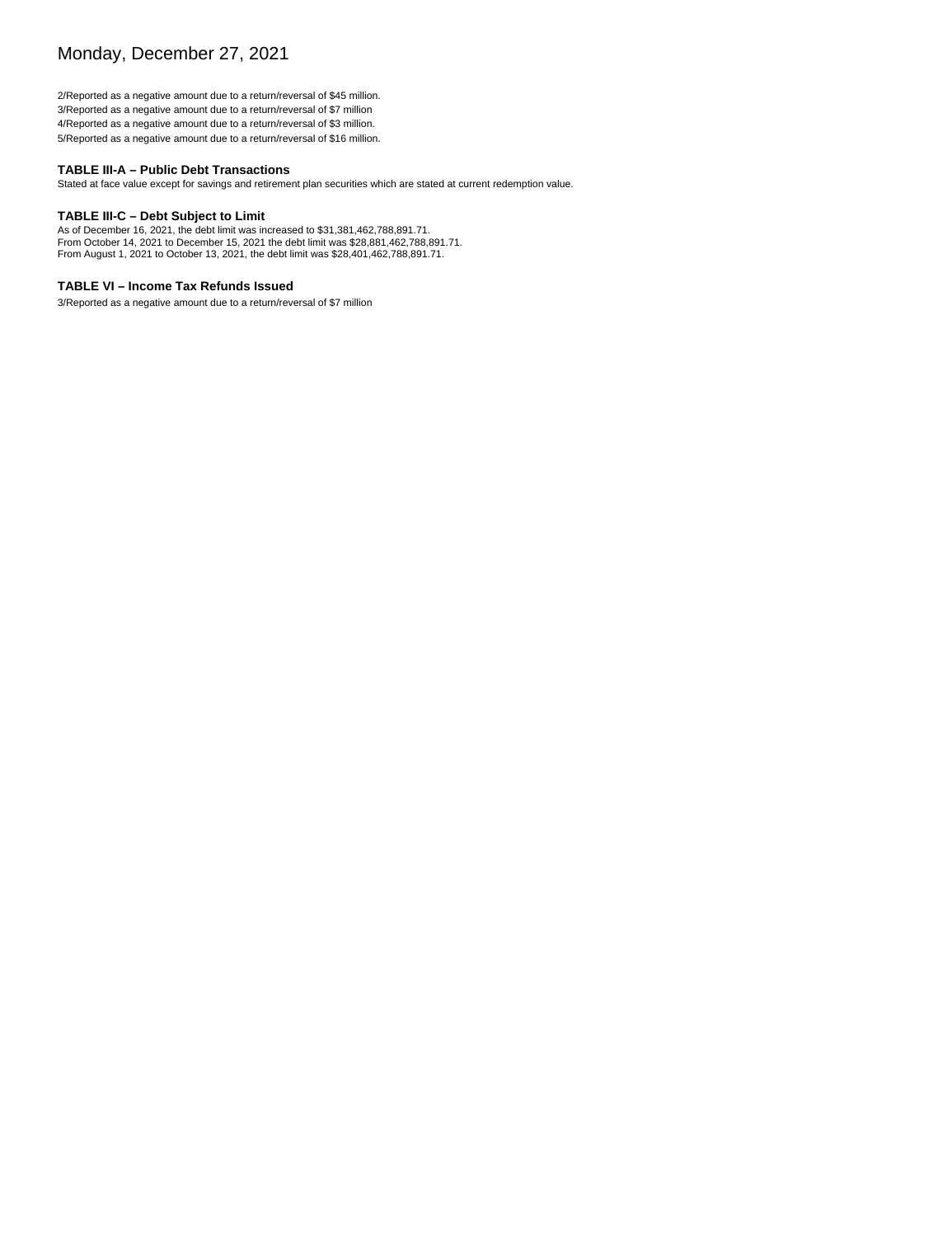Monday, December 27, 2021

2/Reported as a negative amount due to a return/reversal of $45 million.

3/Reported as a negative amount due to a return/reversal of $7 million

4/Reported as a negative amount due to a return/reversal of $3 million.

5/Reported as a negative amount due to a return/reversal of $16 million.

### TABLE III-A – Public Debt Transactions

Stated at face value except for savings and retirement plan securities which are stated at current redemption value.

### TABLE III-C – Debt Subject to Limit

As of December 16, 2021, the debt limit was increased to $31,381,462,788,891.71.
From October 14, 2021 to December 15, 2021 the debt limit was $28,881,462,788,891.71.
From August 1, 2021 to October 13, 2021, the debt limit was $28,401,462,788,891.71.

### TABLE VI – Income Tax Refunds Issued

3/Reported as a negative amount due to a return/reversal of $7 million